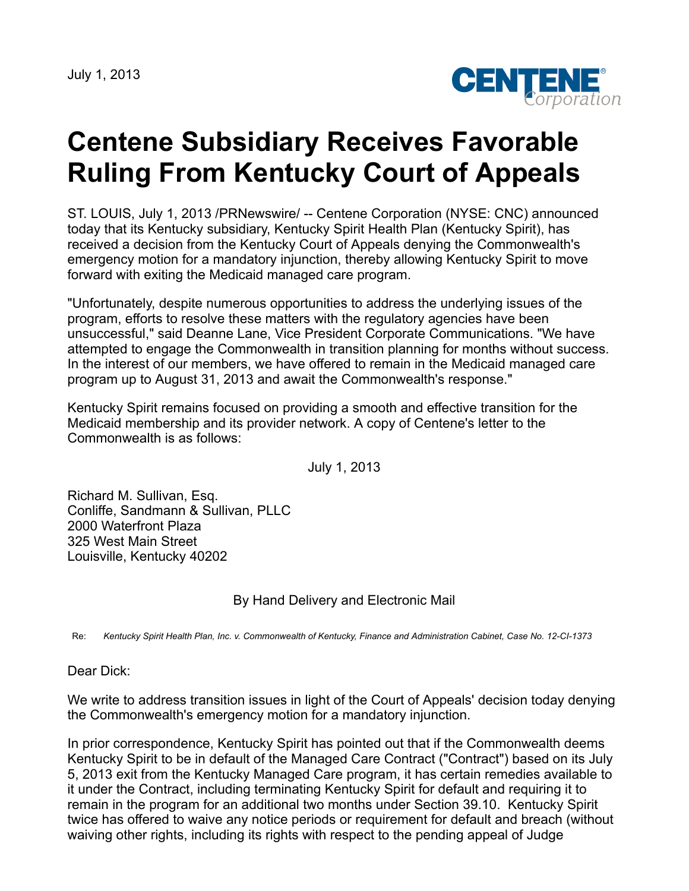July 1, 2013

# Centene Subsidiary Receives Favorable Ruling From Kentucky Court of Appeals

ST. LOUIS, July 1, 2013 /PRNewswire/ -- Centene Corporation (NYSE: CNC) announced today that its Kentucky subsidiary, Kentucky Spirit Health Plan (Kentucky Spirit), has received a decision from the Kentucky Court of Appeals denying the Commonwealth's emergency motion for a mandatory injunction, thereby allowing Kentucky Spirit to move forward with exiting the Medicaid managed care program.

"Unfortunately, despite numerous opportunities to address the underlying issues of the program, efforts to resolve these matters with the regulatory agencies have been unsuccessful," said Deanne Lane, Vice President Corporate Communications. "We have attempted to engage the Commonwealth in transition planning for months without success. In the interest of our members, we have offered to remain in the Medicaid managed care program up to August 31, 2013 and await the Commonwealth's response."

Kentucky Spirit remains focused on providing a smooth and effective transition for the Medicaid membership and its provider network. A copy of Centene's letter to the Commonwealth is as follows:

July 1, 2013

Richard M. Sullivan, Esq.
Conliffe, Sandmann & Sullivan, PLLC
2000 Waterfront Plaza
325 West Main Street
Louisville, Kentucky 40202

By Hand Delivery and Electronic Mail

Re: *Kentucky Spirit Health Plan, Inc. v. Commonwealth of Kentucky, Finance and Administration Cabinet, Case No. 12-CI-1373*

Dear Dick:

We write to address transition issues in light of the Court of Appeals' decision today denying the Commonwealth's emergency motion for a mandatory injunction.

In prior correspondence, Kentucky Spirit has pointed out that if the Commonwealth deems Kentucky Spirit to be in default of the Managed Care Contract ("Contract") based on its July 5, 2013 exit from the Kentucky Managed Care program, it has certain remedies available to it under the Contract, including terminating Kentucky Spirit for default and requiring it to remain in the program for an additional two months under Section 39.10. Kentucky Spirit twice has offered to waive any notice periods or requirement for default and breach (without waiving other rights, including its rights with respect to the pending appeal of Judge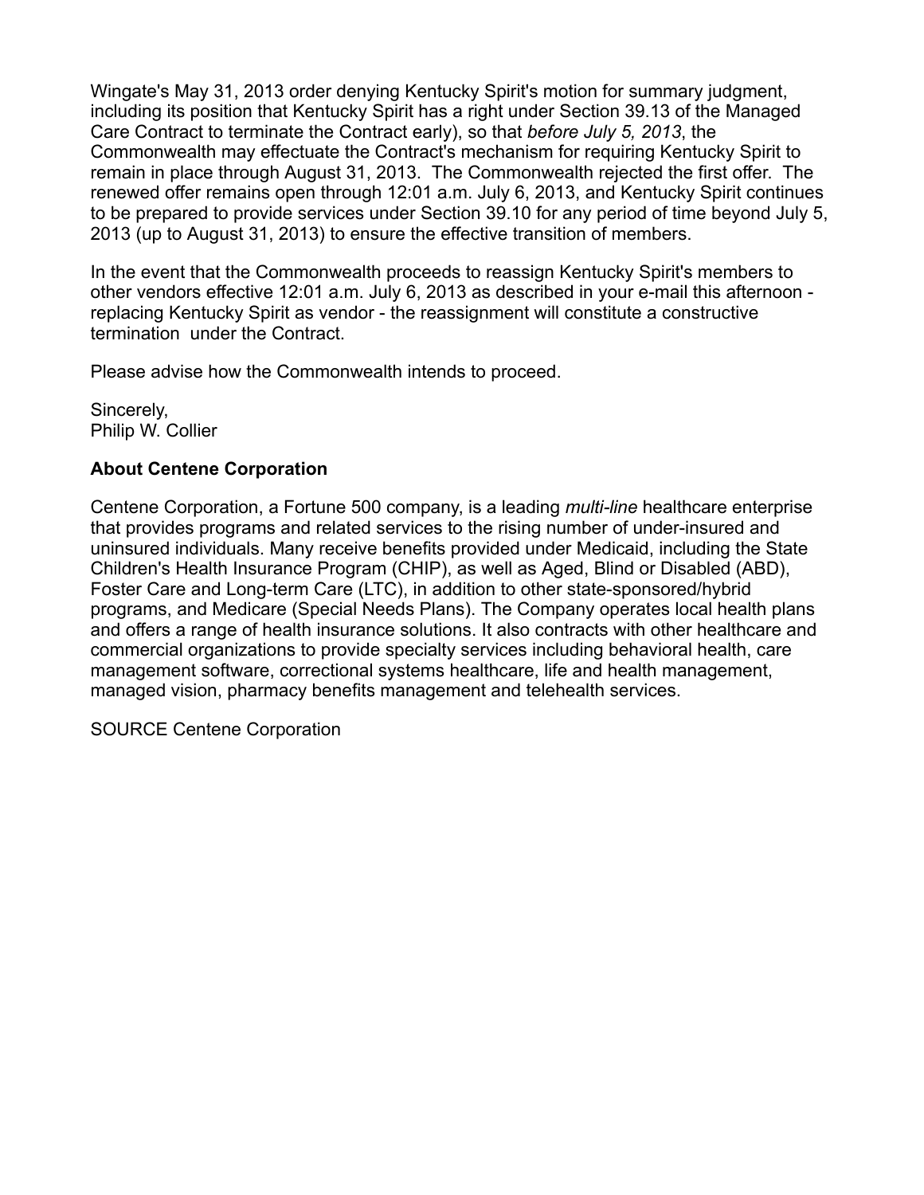Wingate's May 31, 2013 order denying Kentucky Spirit's motion for summary judgment, including its position that Kentucky Spirit has a right under Section 39.13 of the Managed Care Contract to terminate the Contract early), so that *before July 5, 2013*, the Commonwealth may effectuate the Contract's mechanism for requiring Kentucky Spirit to remain in place through August 31, 2013. The Commonwealth rejected the first offer. The renewed offer remains open through 12:01 a.m. July 6, 2013, and Kentucky Spirit continues to be prepared to provide services under Section 39.10 for any period of time beyond July 5, 2013 (up to August 31, 2013) to ensure the effective transition of members.

In the event that the Commonwealth proceeds to reassign Kentucky Spirit's members to other vendors effective 12:01 a.m. July 6, 2013 as described in your e-mail this afternoon - replacing Kentucky Spirit as vendor - the reassignment will constitute a constructive termination under the Contract.

Please advise how the Commonwealth intends to proceed.

Sincerely,
Philip W. Collier

**About Centene Corporation**

Centene Corporation, a Fortune 500 company, is a leading *multi-line* healthcare enterprise that provides programs and related services to the rising number of under-insured and uninsured individuals. Many receive benefits provided under Medicaid, including the State Children's Health Insurance Program (CHIP), as well as Aged, Blind or Disabled (ABD), Foster Care and Long-term Care (LTC), in addition to other state-sponsored/hybrid programs, and Medicare (Special Needs Plans). The Company operates local health plans and offers a range of health insurance solutions. It also contracts with other healthcare and commercial organizations to provide specialty services including behavioral health, care management software, correctional systems healthcare, life and health management, managed vision, pharmacy benefits management and telehealth services.

SOURCE Centene Corporation